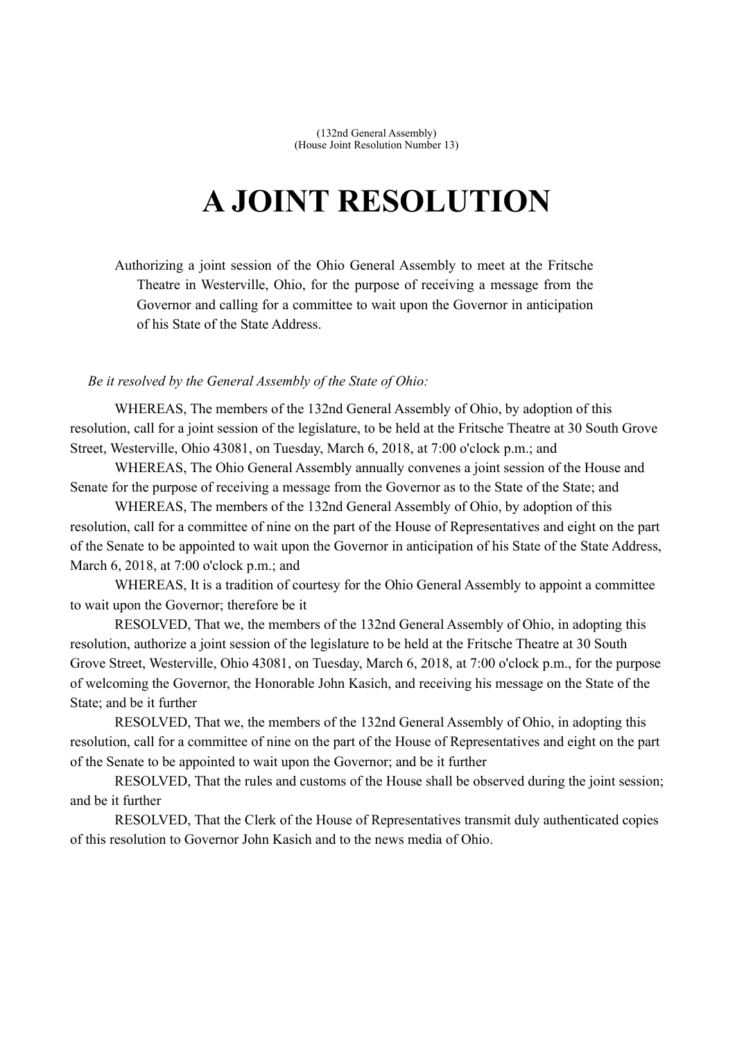(132nd General Assembly)
(House Joint Resolution Number 13)

# A JOINT RESOLUTION

Authorizing a joint session of the Ohio General Assembly to meet at the Fritsche Theatre in Westerville, Ohio, for the purpose of receiving a message from the Governor and calling for a committee to wait upon the Governor in anticipation of his State of the State Address.

*Be it resolved by the General Assembly of the State of Ohio:*

WHEREAS, The members of the 132nd General Assembly of Ohio, by adoption of this resolution, call for a joint session of the legislature, to be held at the Fritsche Theatre at 30 South Grove Street, Westerville, Ohio 43081, on Tuesday, March 6, 2018, at 7:00 o'clock p.m.; and

WHEREAS, The Ohio General Assembly annually convenes a joint session of the House and Senate for the purpose of receiving a message from the Governor as to the State of the State; and

WHEREAS, The members of the 132nd General Assembly of Ohio, by adoption of this resolution, call for a committee of nine on the part of the House of Representatives and eight on the part of the Senate to be appointed to wait upon the Governor in anticipation of his State of the State Address, March 6, 2018, at 7:00 o'clock p.m.; and

WHEREAS, It is a tradition of courtesy for the Ohio General Assembly to appoint a committee to wait upon the Governor; therefore be it

RESOLVED, That we, the members of the 132nd General Assembly of Ohio, in adopting this resolution, authorize a joint session of the legislature to be held at the Fritsche Theatre at 30 South Grove Street, Westerville, Ohio 43081, on Tuesday, March 6, 2018, at 7:00 o'clock p.m., for the purpose of welcoming the Governor, the Honorable John Kasich, and receiving his message on the State of the State; and be it further

RESOLVED, That we, the members of the 132nd General Assembly of Ohio, in adopting this resolution, call for a committee of nine on the part of the House of Representatives and eight on the part of the Senate to be appointed to wait upon the Governor; and be it further

RESOLVED, That the rules and customs of the House shall be observed during the joint session; and be it further

RESOLVED, That the Clerk of the House of Representatives transmit duly authenticated copies of this resolution to Governor John Kasich and to the news media of Ohio.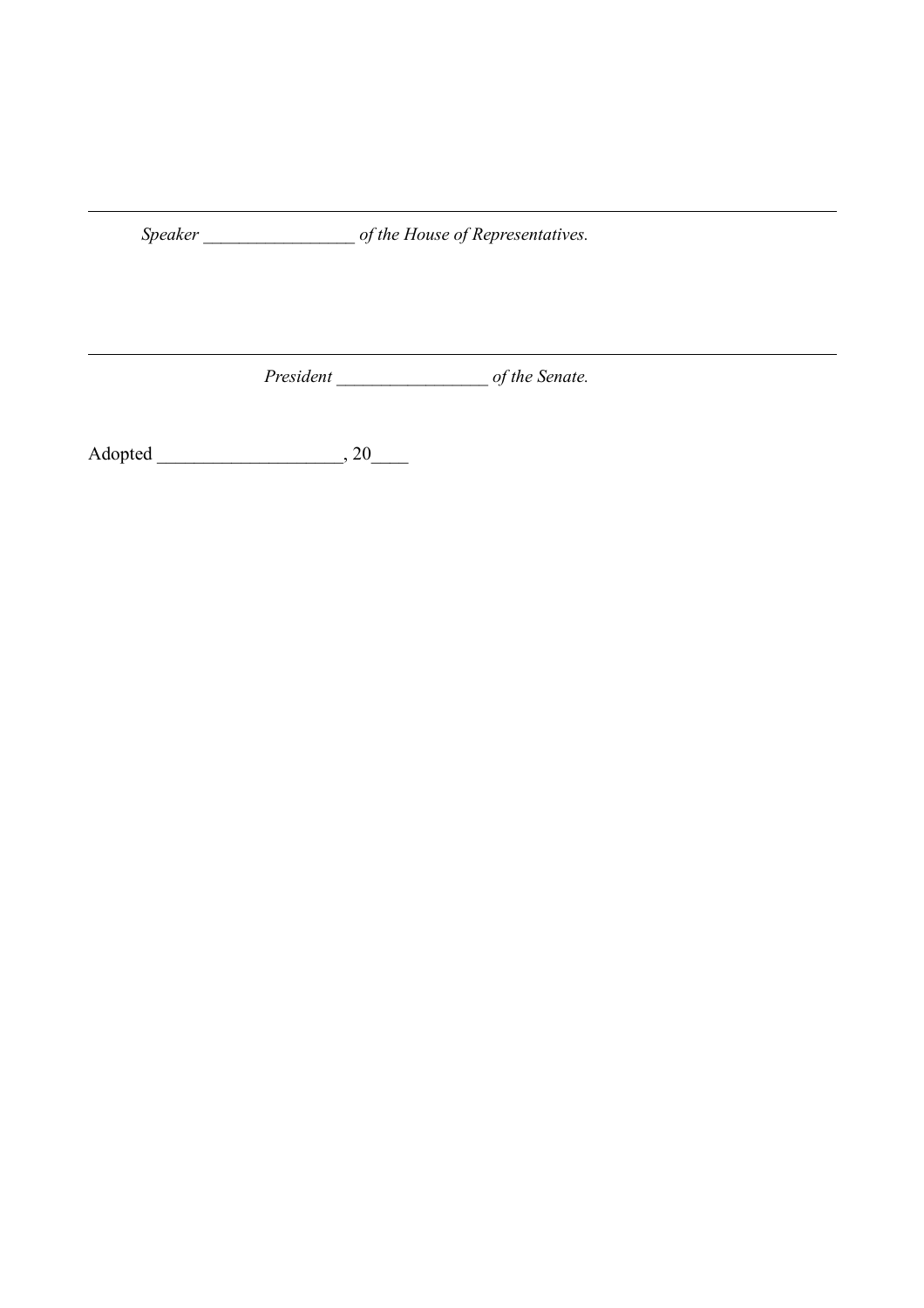---

*Speaker _________________ of the House of Representatives.*

---

*President _________________ of the Senate.*

Adopted ____________________, 20____